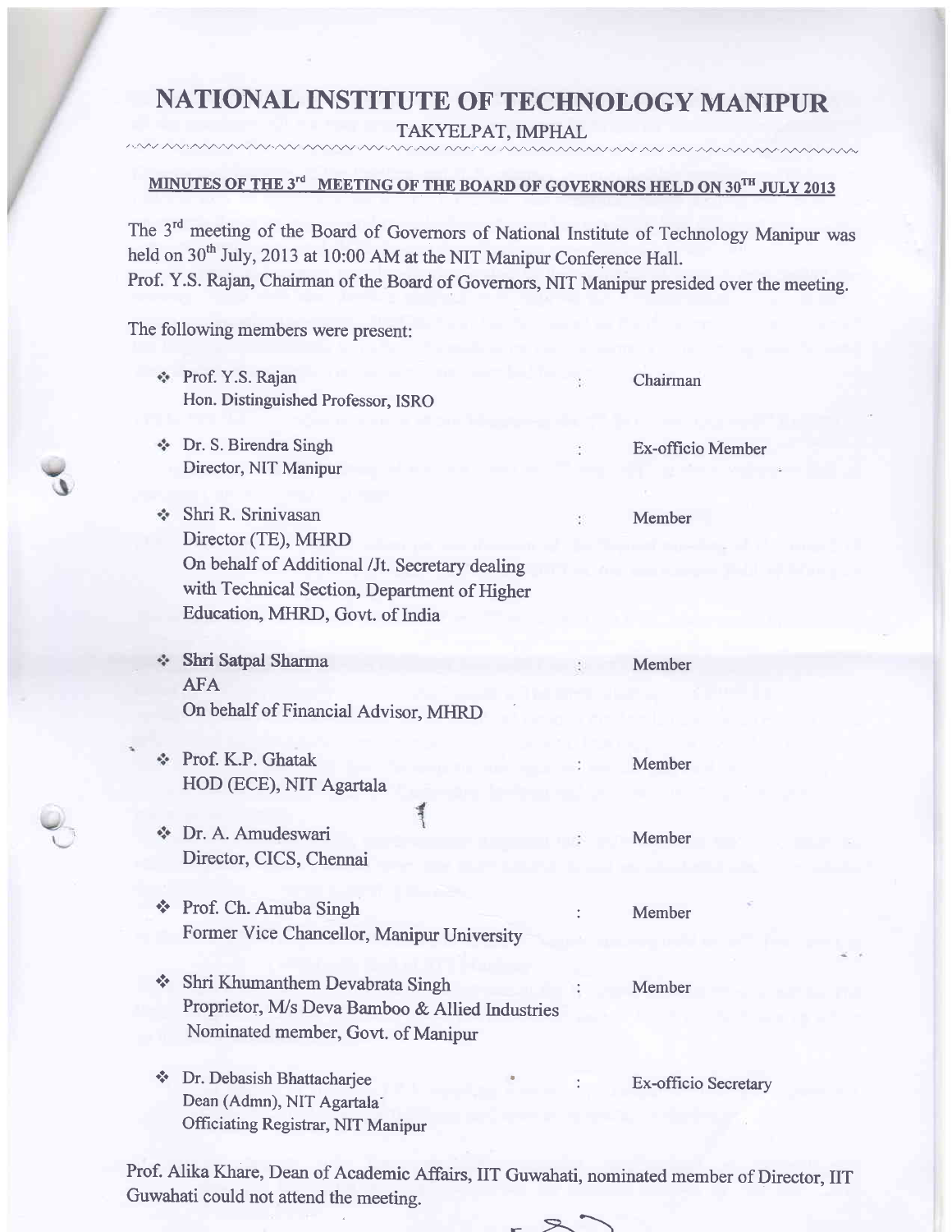# NATIONAL INSTITUTE OF TECHNOLOGY MANIPUR

TAKYELPAT, IMPHAL

## MINUTES OF THE 3rd MEETING OF THE BOARD OF GOVERNORS HELD ON 30TH JULY 2013

The 3rd meeting of the Board of Governors of National Institute of Technology Manipur was held on 30th July, 2013 at 10:00 AM at the NIT Manipur Conference Hall.
Prof. Y.S. Rajan, Chairman of the Board of Governors, NIT Manipur presided over the meeting.

The following members were present:

| Name | | Role |
|---|---|---|
| Prof. Y.S. Rajan<br>Hon. Distinguished Professor, ISRO | : | Chairman |
| Dr. S. Birendra Singh<br>Director, NIT Manipur | : | Ex-officio Member |
| Shri R. Srinivasan<br>Director (TE), MHRD<br>On behalf of Additional /Jt. Secretary dealing with Technical Section, Department of Higher Education, MHRD, Govt. of India | : | Member |
| Shri Satpal Sharma<br>AFA<br>On behalf of Financial Advisor, MHRD | : | Member |
| Prof. K.P. Ghatak<br>HOD (ECE), NIT Agartala | : | Member |
| Dr. A. Amudeswari<br>Director, CICS, Chennai | : | Member |
| Prof. Ch. Amuba Singh<br>Former Vice Chancellor, Manipur University | : | Member |
| Shri Khumanthem Devabrata Singh<br>Proprietor, M/s Deva Bamboo & Allied Industries<br>Nominated member, Govt. of Manipur | : | Member |
| Dr. Debasish Bhattacharjee<br>Dean (Admn), NIT Agartala<br>Officiating Registrar, NIT Manipur | : | Ex-officio Secretary |

Prof. Alika Khare, Dean of Academic Affairs, IIT Guwahati, nominated member of Director, IIT Guwahati could not attend the meeting.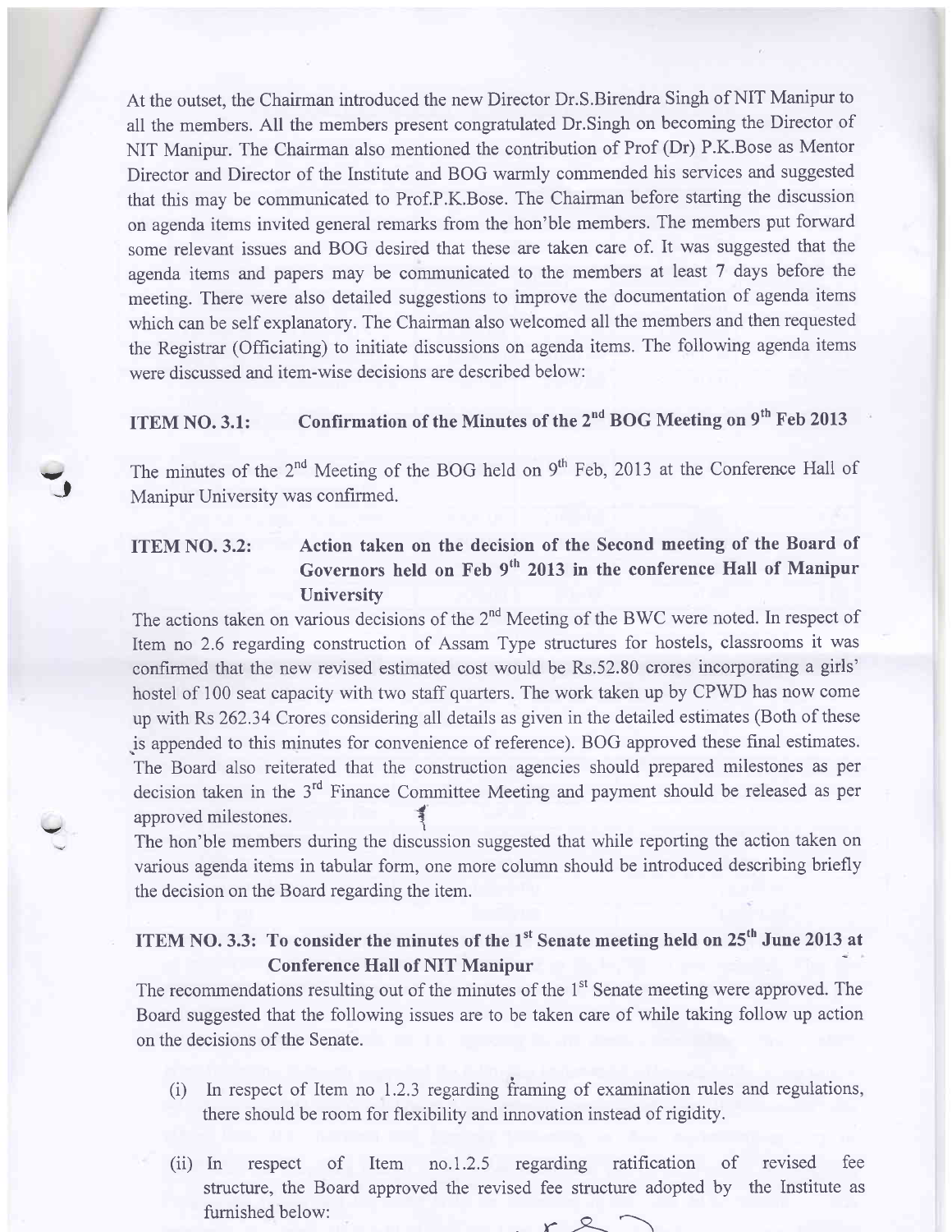At the outset, the Chairman introduced the new Director Dr.S.Birendra Singh of NIT Manipur to all the members. All the members present congratulated Dr.Singh on becoming the Director of NIT Manipur. The Chairman also mentioned the contribution of Prof (Dr) P.K.Bose as Mentor Director and Director of the Institute and BOG warmly commended his services and suggested that this may be communicated to Prof.P.K.Bose. The Chairman before starting the discussion on agenda items invited general remarks from the hon'ble members. The members put forward some relevant issues and BOG desired that these are taken care of. It was suggested that the agenda items and papers may be communicated to the members at least 7 days before the meeting. There were also detailed suggestions to improve the documentation of agenda items which can be self explanatory. The Chairman also welcomed all the members and then requested the Registrar (Officiating) to initiate discussions on agenda items. The following agenda items were discussed and item-wise decisions are described below:

### ITEM NO. 3.1: Confirmation of the Minutes of the 2nd BOG Meeting on 9th Feb 2013

The minutes of the 2nd Meeting of the BOG held on 9th Feb, 2013 at the Conference Hall of Manipur University was confirmed.

### ITEM NO. 3.2: Action taken on the decision of the Second meeting of the Board of Governors held on Feb 9th 2013 in the conference Hall of Manipur University

The actions taken on various decisions of the 2nd Meeting of the BWC were noted. In respect of Item no 2.6 regarding construction of Assam Type structures for hostels, classrooms it was confirmed that the new revised estimated cost would be Rs.52.80 crores incorporating a girls' hostel of 100 seat capacity with two staff quarters. The work taken up by CPWD has now come up with Rs 262.34 Crores considering all details as given in the detailed estimates (Both of these is appended to this minutes for convenience of reference). BOG approved these final estimates. The Board also reiterated that the construction agencies should prepared milestones as per decision taken in the 3rd Finance Committee Meeting and payment should be released as per approved milestones.

The hon'ble members during the discussion suggested that while reporting the action taken on various agenda items in tabular form, one more column should be introduced describing briefly the decision on the Board regarding the item.

### ITEM NO. 3.3: To consider the minutes of the 1st Senate meeting held on 25th June 2013 at Conference Hall of NIT Manipur

The recommendations resulting out of the minutes of the 1st Senate meeting were approved. The Board suggested that the following issues are to be taken care of while taking follow up action on the decisions of the Senate.

(i) In respect of Item no 1.2.3 regarding framing of examination rules and regulations, there should be room for flexibility and innovation instead of rigidity.

(ii) In respect of Item no.1.2.5 regarding ratification of revised fee structure, the Board approved the revised fee structure adopted by the Institute as furnished below: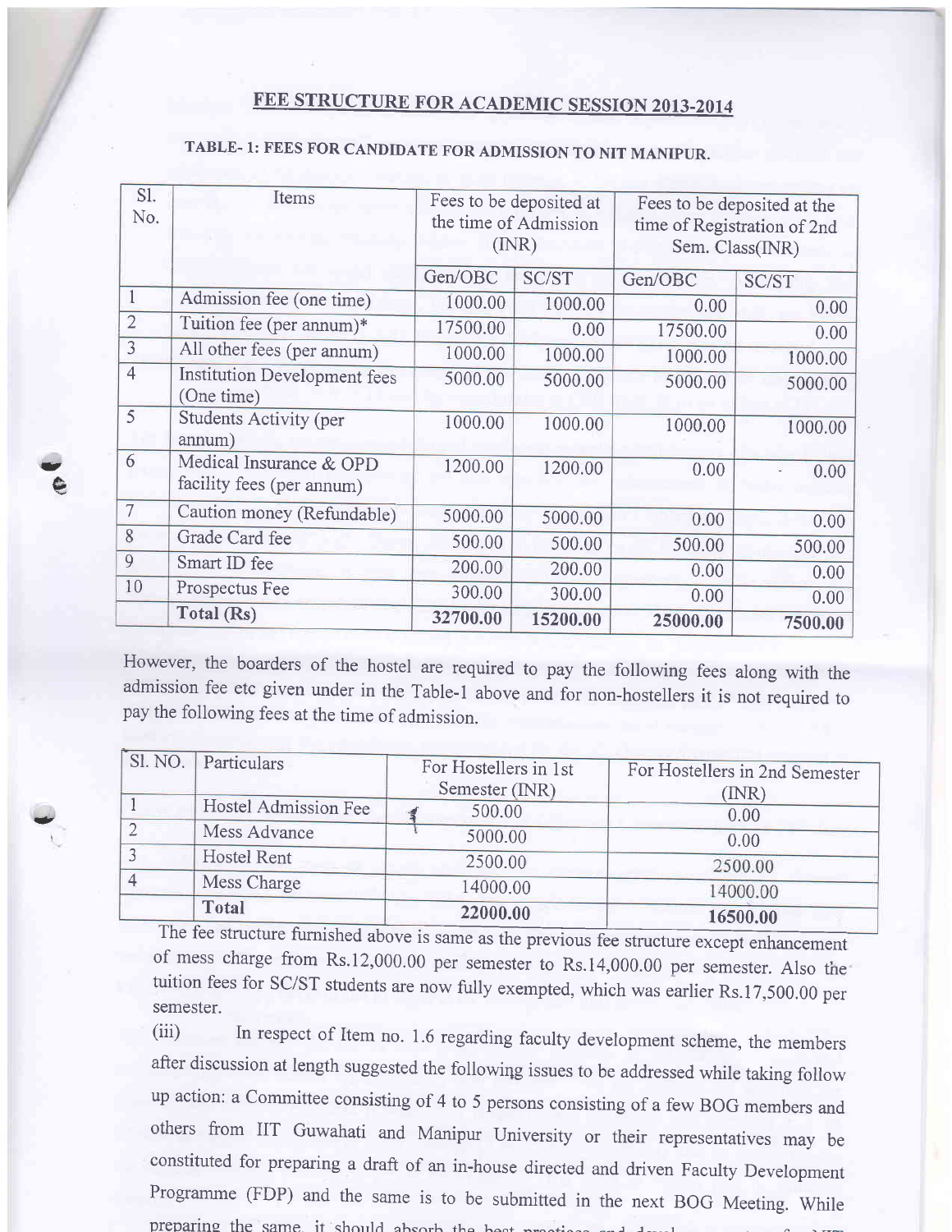# FEE STRUCTURE FOR ACADEMIC SESSION 2013-2014

## TABLE- 1: FEES FOR CANDIDATE FOR ADMISSION TO NIT MANIPUR.

| Sl. No. | Items | Fees to be deposited at the time of Admission (INR) | | Fees to be deposited at the time of Registration of 2nd Sem. Class(INR) | |
|---|---|---|---|---|---|
| | | Gen/OBC | SC/ST | Gen/OBC | SC/ST |
| 1 | Admission fee (one time) | 1000.00 | 1000.00 | 0.00 | 0.00 |
| 2 | Tuition fee (per annum)* | 17500.00 | 0.00 | 17500.00 | 0.00 |
| 3 | All other fees (per annum) | 1000.00 | 1000.00 | 1000.00 | 1000.00 |
| 4 | Institution Development fees (One time) | 5000.00 | 5000.00 | 5000.00 | 5000.00 |
| 5 | Students Activity (per annum) | 1000.00 | 1000.00 | 1000.00 | 1000.00 |
| 6 | Medical Insurance & OPD facility fees (per annum) | 1200.00 | 1200.00 | 0.00 | 0.00 |
| 7 | Caution money (Refundable) | 5000.00 | 5000.00 | 0.00 | 0.00 |
| 8 | Grade Card fee | 500.00 | 500.00 | 500.00 | 500.00 |
| 9 | Smart ID fee | 200.00 | 200.00 | 0.00 | 0.00 |
| 10 | Prospectus Fee | 300.00 | 300.00 | 0.00 | 0.00 |
| | **Total (Rs)** | **32700.00** | **15200.00** | **25000.00** | **7500.00** |

However, the boarders of the hostel are required to pay the following fees along with the admission fee etc given under in the Table-1 above and for non-hostellers it is not required to pay the following fees at the time of admission.

| Sl. NO. | Particulars | For Hostellers in 1st Semester (INR) | For Hostellers in 2nd Semester (INR) |
|---|---|---|---|
| 1 | Hostel Admission Fee | 500.00 | 0.00 |
| 2 | Mess Advance | 5000.00 | 0.00 |
| 3 | Hostel Rent | 2500.00 | 2500.00 |
| 4 | Mess Charge | 14000.00 | 14000.00 |
| | **Total** | **22000.00** | **16500.00** |

The fee structure furnished above is same as the previous fee structure except enhancement of mess charge from Rs.12,000.00 per semester to Rs.14,000.00 per semester. Also the tuition fees for SC/ST students are now fully exempted, which was earlier Rs.17,500.00 per semester.

(iii) In respect of Item no. 1.6 regarding faculty development scheme, the members after discussion at length suggested the following issues to be addressed while taking follow up action: a Committee consisting of 4 to 5 persons consisting of a few BOG members and others from IIT Guwahati and Manipur University or their representatives may be constituted for preparing a draft of an in-house directed and driven Faculty Development Programme (FDP) and the same is to be submitted in the next BOG Meeting. While preparing the same, it should absorb the best practices and devel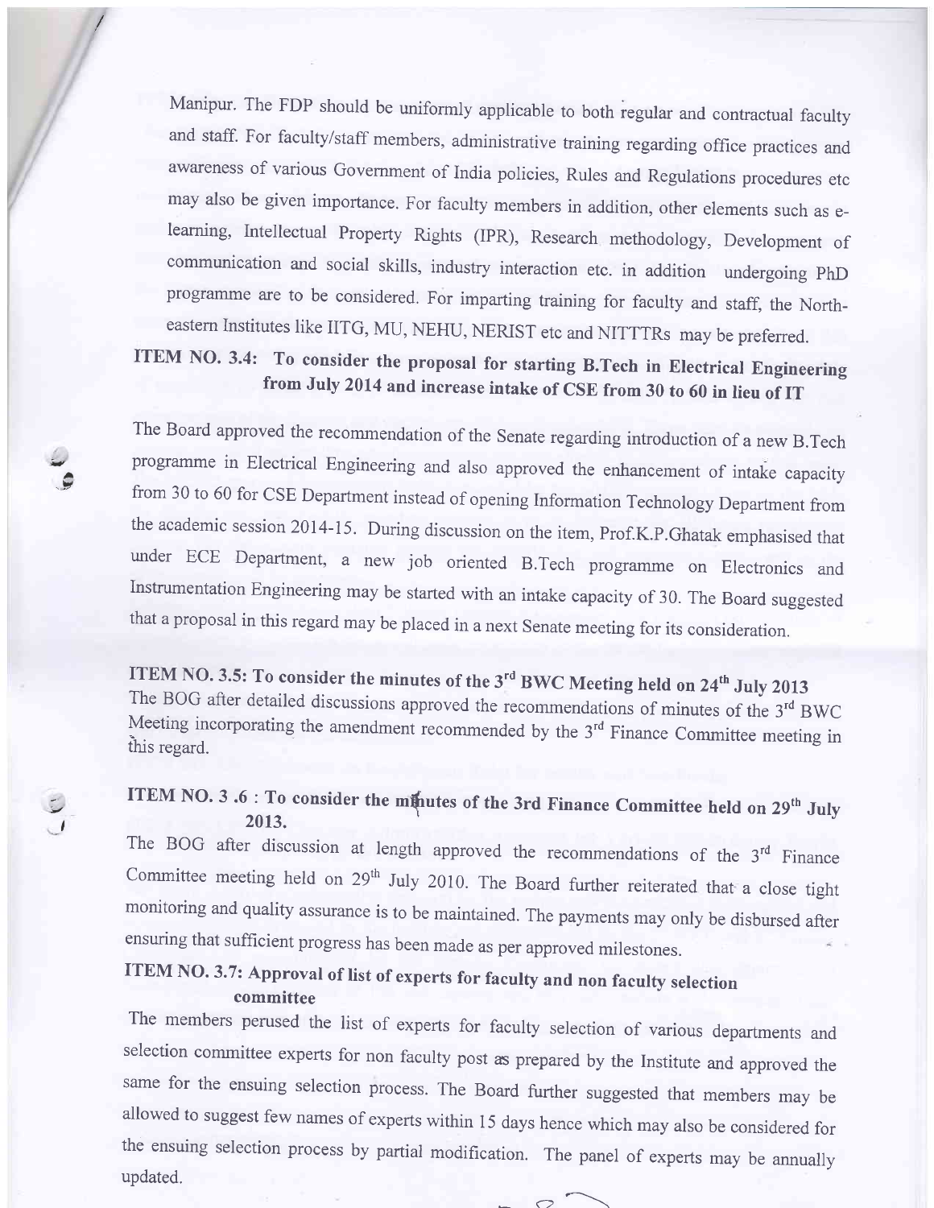Manipur. The FDP should be uniformly applicable to both regular and contractual faculty and staff. For faculty/staff members, administrative training regarding office practices and awareness of various Government of India policies, Rules and Regulations procedures etc may also be given importance. For faculty members in addition, other elements such as e-learning, Intellectual Property Rights (IPR), Research methodology, Development of communication and social skills, industry interaction etc. in addition undergoing PhD programme are to be considered. For imparting training for faculty and staff, the North-eastern Institutes like IITG, MU, NEHU, NERIST etc and NITTTRs may be preferred.

**ITEM NO. 3.4: To consider the proposal for starting B.Tech in Electrical Engineering from July 2014 and increase intake of CSE from 30 to 60 in lieu of IT**

The Board approved the recommendation of the Senate regarding introduction of a new B.Tech programme in Electrical Engineering and also approved the enhancement of intake capacity from 30 to 60 for CSE Department instead of opening Information Technology Department from the academic session 2014-15. During discussion on the item, Prof.K.P.Ghatak emphasised that under ECE Department, a new job oriented B.Tech programme on Electronics and Instrumentation Engineering may be started with an intake capacity of 30. The Board suggested that a proposal in this regard may be placed in a next Senate meeting for its consideration.

**ITEM NO. 3.5: To consider the minutes of the 3rd BWC Meeting held on 24th July 2013**

The BOG after detailed discussions approved the recommendations of minutes of the 3rd BWC Meeting incorporating the amendment recommended by the 3rd Finance Committee meeting in this regard.

**ITEM NO. 3 .6 : To consider the minutes of the 3rd Finance Committee held on 29th July 2013.**

The BOG after discussion at length approved the recommendations of the 3rd Finance Committee meeting held on 29th July 2010. The Board further reiterated that a close tight monitoring and quality assurance is to be maintained. The payments may only be disbursed after ensuring that sufficient progress has been made as per approved milestones.

**ITEM NO. 3.7: Approval of list of experts for faculty and non faculty selection committee**

The members perused the list of experts for faculty selection of various departments and selection committee experts for non faculty post as prepared by the Institute and approved the same for the ensuing selection process. The Board further suggested that members may be allowed to suggest few names of experts within 15 days hence which may also be considered for the ensuing selection process by partial modification. The panel of experts may be annually updated.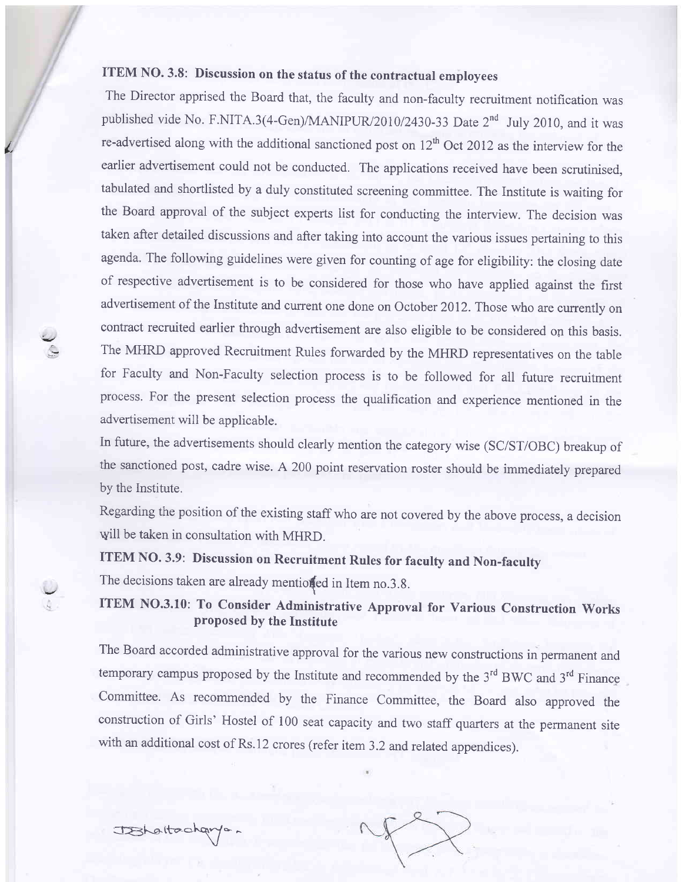**ITEM NO. 3.8: Discussion on the status of the contractual employees**

The Director apprised the Board that, the faculty and non-faculty recruitment notification was published vide No. F.NITA.3(4-Gen)/MANIPUR/2010/2430-33 Date 2nd July 2010, and it was re-advertised along with the additional sanctioned post on 12th Oct 2012 as the interview for the earlier advertisement could not be conducted. The applications received have been scrutinised, tabulated and shortlisted by a duly constituted screening committee. The Institute is waiting for the Board approval of the subject experts list for conducting the interview. The decision was taken after detailed discussions and after taking into account the various issues pertaining to this agenda. The following guidelines were given for counting of age for eligibility: the closing date of respective advertisement is to be considered for those who have applied against the first advertisement of the Institute and current one done on October 2012. Those who are currently on contract recruited earlier through advertisement are also eligible to be considered on this basis. The MHRD approved Recruitment Rules forwarded by the MHRD representatives on the table for Faculty and Non-Faculty selection process is to be followed for all future recruitment process. For the present selection process the qualification and experience mentioned in the advertisement will be applicable.

In future, the advertisements should clearly mention the category wise (SC/ST/OBC) breakup of the sanctioned post, cadre wise. A 200 point reservation roster should be immediately prepared by the Institute.

Regarding the position of the existing staff who are not covered by the above process, a decision will be taken in consultation with MHRD.

**ITEM NO. 3.9: Discussion on Recruitment Rules for faculty and Non-faculty**

The decisions taken are already mentioned in Item no.3.8.

**ITEM NO.3.10: To Consider Administrative Approval for Various Construction Works proposed by the Institute**

The Board accorded administrative approval for the various new constructions in permanent and temporary campus proposed by the Institute and recommended by the 3rd BWC and 3rd Finance Committee. As recommended by the Finance Committee, the Board also approved the construction of Girls' Hostel of 100 seat capacity and two staff quarters at the permanent site with an additional cost of Rs.12 crores (refer item 3.2 and related appendices).

DBhattacharya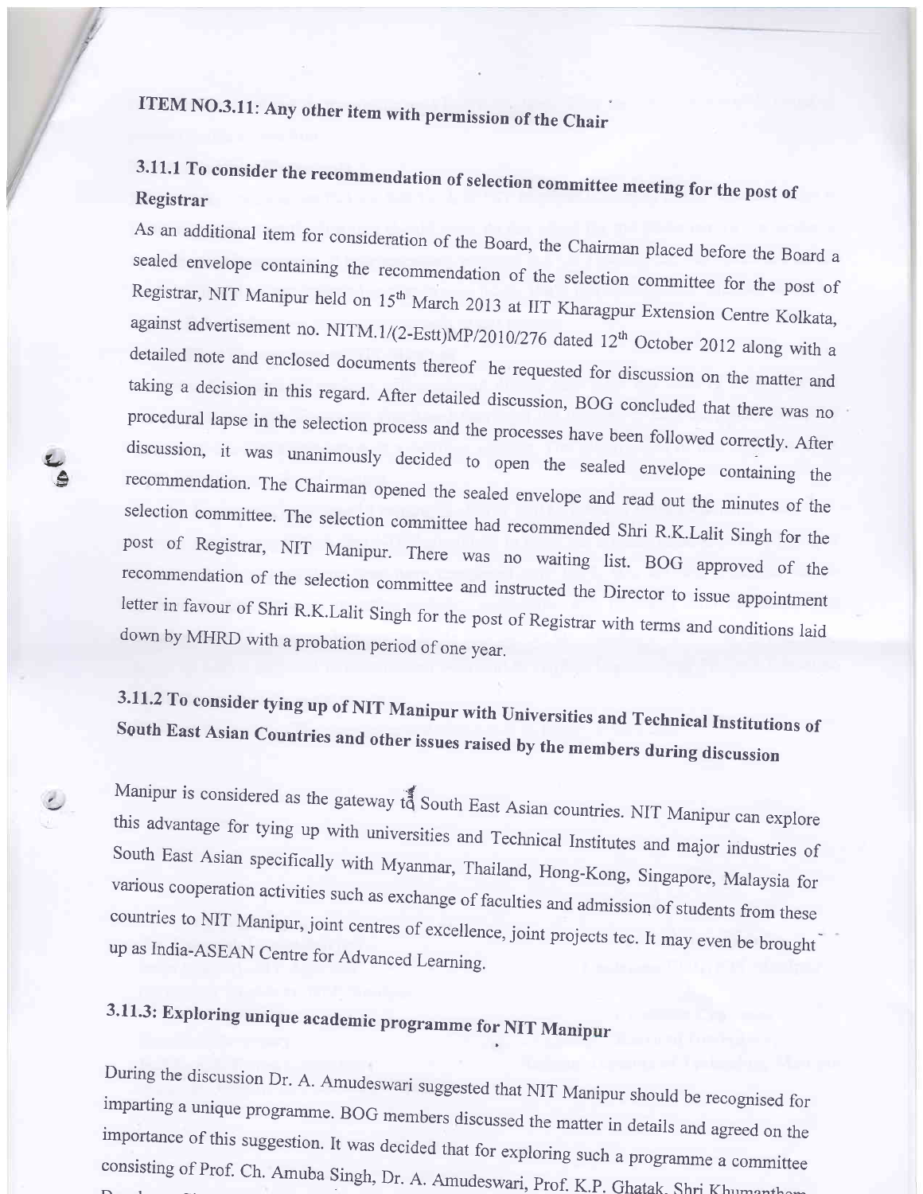## ITEM NO.3.11: Any other item with permission of the Chair

### 3.11.1 To consider the recommendation of selection committee meeting for the post of Registrar

As an additional item for consideration of the Board, the Chairman placed before the Board a sealed envelope containing the recommendation of the selection committee for the post of Registrar, NIT Manipur held on 15th March 2013 at IIT Kharagpur Extension Centre Kolkata, against advertisement no. NITM.1/(2-Estt)MP/2010/276 dated 12th October 2012 along with a detailed note and enclosed documents thereof he requested for discussion on the matter and taking a decision in this regard. After detailed discussion, BOG concluded that there was no procedural lapse in the selection process and the processes have been followed correctly. After discussion, it was unanimously decided to open the sealed envelope containing the recommendation. The Chairman opened the sealed envelope and read out the minutes of the selection committee. The selection committee had recommended Shri R.K.Lalit Singh for the post of Registrar, NIT Manipur. There was no waiting list. BOG approved of the recommendation of the selection committee and instructed the Director to issue appointment letter in favour of Shri R.K.Lalit Singh for the post of Registrar with terms and conditions laid down by MHRD with a probation period of one year.

### 3.11.2 To consider tying up of NIT Manipur with Universities and Technical Institutions of South East Asian Countries and other issues raised by the members during discussion

Manipur is considered as the gateway to South East Asian countries. NIT Manipur can explore this advantage for tying up with universities and Technical Institutes and major industries of South East Asian specifically with Myanmar, Thailand, Hong-Kong, Singapore, Malaysia for various cooperation activities such as exchange of faculties and admission of students from these countries to NIT Manipur, joint centres of excellence, joint projects tec. It may even be brought up as India-ASEAN Centre for Advanced Learning.

### 3.11.3: Exploring unique academic programme for NIT Manipur

During the discussion Dr. A. Amudeswari suggested that NIT Manipur should be recognised for imparting a unique programme. BOG members discussed the matter in details and agreed on the importance of this suggestion. It was decided that for exploring such a programme a committee consisting of Prof. Ch. Amuba Singh, Dr. A. Amudeswari, Prof. K.P. Ghatak, Shri Khumanthem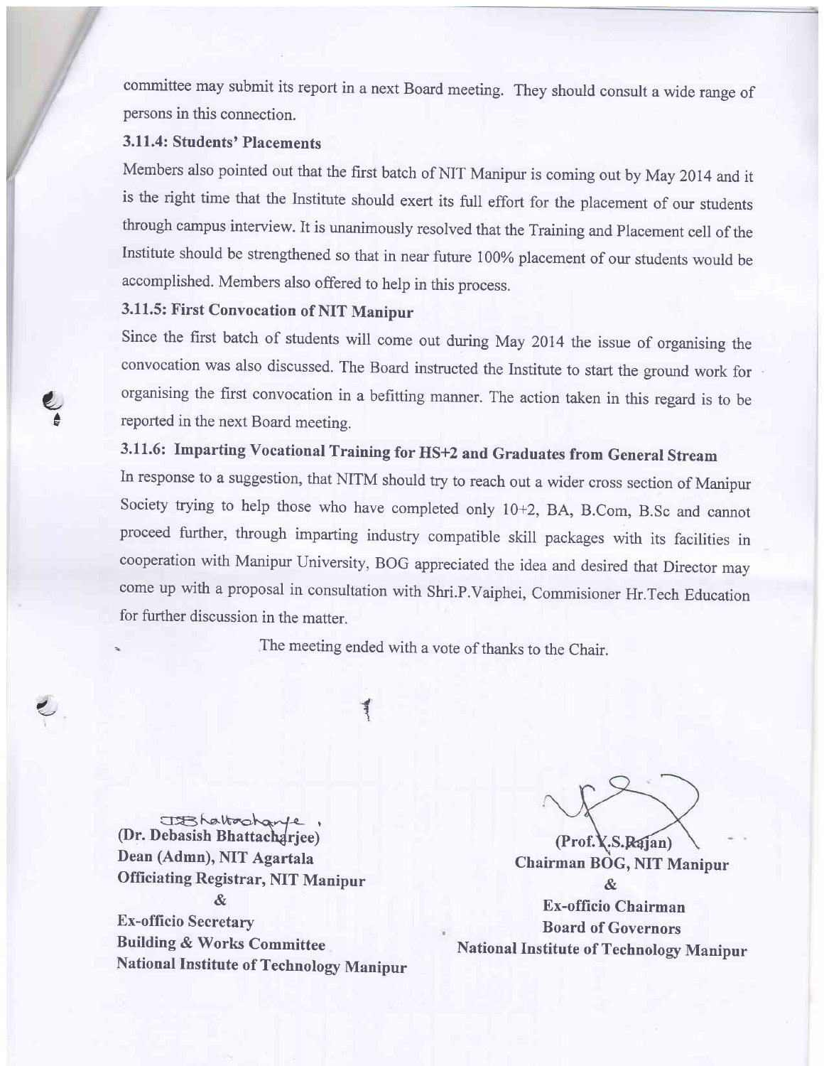committee may submit its report in a next Board meeting. They should consult a wide range of persons in this connection.

### 3.11.4: Students' Placements

Members also pointed out that the first batch of NIT Manipur is coming out by May 2014 and it is the right time that the Institute should exert its full effort for the placement of our students through campus interview. It is unanimously resolved that the Training and Placement cell of the Institute should be strengthened so that in near future 100% placement of our students would be accomplished. Members also offered to help in this process.

### 3.11.5: First Convocation of NIT Manipur

Since the first batch of students will come out during May 2014 the issue of organising the convocation was also discussed. The Board instructed the Institute to start the ground work for organising the first convocation in a befitting manner. The action taken in this regard is to be reported in the next Board meeting.

### 3.11.6: Imparting Vocational Training for HS+2 and Graduates from General Stream

In response to a suggestion, that NITM should try to reach out a wider cross section of Manipur Society trying to help those who have completed only 10+2, BA, B.Com, B.Sc and cannot proceed further, through imparting industry compatible skill packages with its facilities in cooperation with Manipur University, BOG appreciated the idea and desired that Director may come up with a proposal in consultation with Shri.P.Vaiphei, Commisioner Hr.Tech Education for further discussion in the matter.

The meeting ended with a vote of thanks to the Chair.

**(Dr. Debasish Bhattacharjee)**
**Dean (Admn), NIT Agartala**
**Officiating Registrar, NIT Manipur**
**&**
**Ex-officio Secretary**
**Building & Works Committee**
**National Institute of Technology Manipur**

**(Prof.Y.S.Rajan)**
**Chairman BOG, NIT Manipur**
**&**
**Ex-officio Chairman**
**Board of Governors**
**National Institute of Technology Manipur**